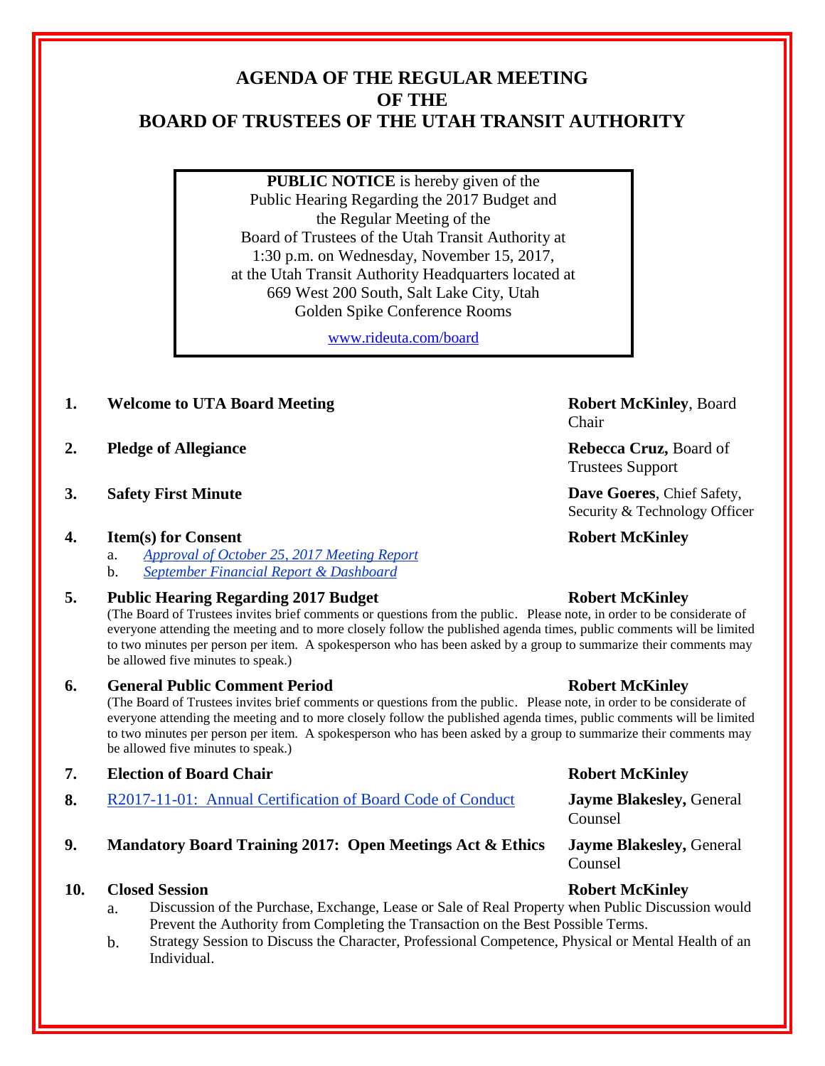# AGENDA OF THE REGULAR MEETING OF THE BOARD OF TRUSTEES OF THE UTAH TRANSIT AUTHORITY

**PUBLIC NOTICE** is hereby given of the Public Hearing Regarding the 2017 Budget and the Regular Meeting of the Board of Trustees of the Utah Transit Authority at 1:30 p.m. on Wednesday, November 15, 2017, at the Utah Transit Authority Headquarters located at 669 West 200 South, Salt Lake City, Utah Golden Spike Conference Rooms

www.rideuta.com/board

| | Item | Presenter |
|---|---|---|
| **1.** | **Welcome to UTA Board Meeting** | **Robert McKinley**, Board Chair |
| **2.** | **Pledge of Allegiance** | **Rebecca Cruz,** Board of Trustees Support |
| **3.** | **Safety First Minute** | **Dave Goeres**, Chief Safety, Security & Technology Officer |
| **4.** | **Item(s) for Consent** | **Robert McKinley** |

   a. *Approval of October 25, 2017 Meeting Report*
   b. *September Financial Report & Dashboard*

**5. Public Hearing Regarding 2017 Budget** — **Robert McKinley**

(The Board of Trustees invites brief comments or questions from the public. Please note, in order to be considerate of everyone attending the meeting and to more closely follow the published agenda times, public comments will be limited to two minutes per person per item. A spokesperson who has been asked by a group to summarize their comments may be allowed five minutes to speak.)

**6. General Public Comment Period** — **Robert McKinley**

(The Board of Trustees invites brief comments or questions from the public. Please note, in order to be considerate of everyone attending the meeting and to more closely follow the published agenda times, public comments will be limited to two minutes per person per item. A spokesperson who has been asked by a group to summarize their comments may be allowed five minutes to speak.)

| | Item | Presenter |
|---|---|---|
| **7.** | **Election of Board Chair** | **Robert McKinley** |
| **8.** | R2017-11-01: Annual Certification of Board Code of Conduct | **Jayme Blakesley,** General Counsel |
| **9.** | **Mandatory Board Training 2017: Open Meetings Act & Ethics** | **Jayme Blakesley,** General Counsel |
| **10.** | **Closed Session** | **Robert McKinley** |

   a. Discussion of the Purchase, Exchange, Lease or Sale of Real Property when Public Discussion would Prevent the Authority from Completing the Transaction on the Best Possible Terms.
   b. Strategy Session to Discuss the Character, Professional Competence, Physical or Mental Health of an Individual.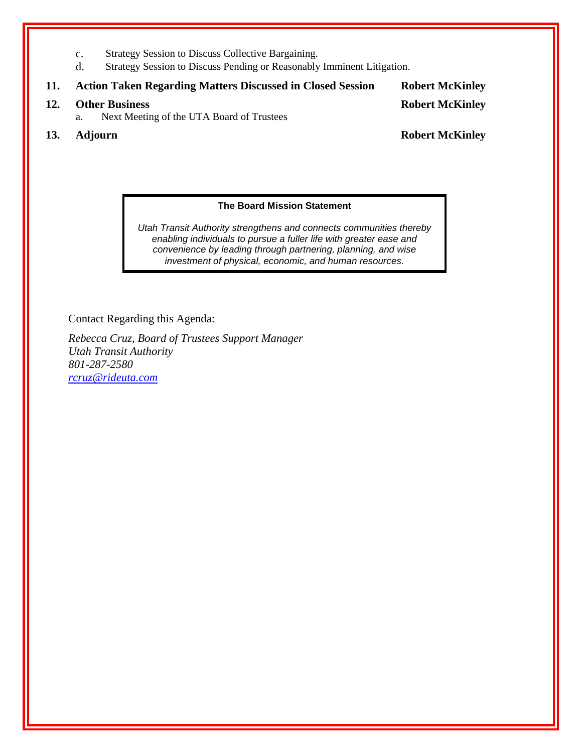c. Strategy Session to Discuss Collective Bargaining.
   d. Strategy Session to Discuss Pending or Reasonably Imminent Litigation.

**11. Action Taken Regarding Matters Discussed in Closed Session** **Robert McKinley**

**12. Other Business** **Robert McKinley**
   a. Next Meeting of the UTA Board of Trustees

**13. Adjourn** **Robert McKinley**

**The Board Mission Statement**

*Utah Transit Authority strengthens and connects communities thereby enabling individuals to pursue a fuller life with greater ease and convenience by leading through partnering, planning, and wise investment of physical, economic, and human resources.*

Contact Regarding this Agenda:

*Rebecca Cruz, Board of Trustees Support Manager*
*Utah Transit Authority*
*801-287-2580*
*rcruz@rideuta.com*